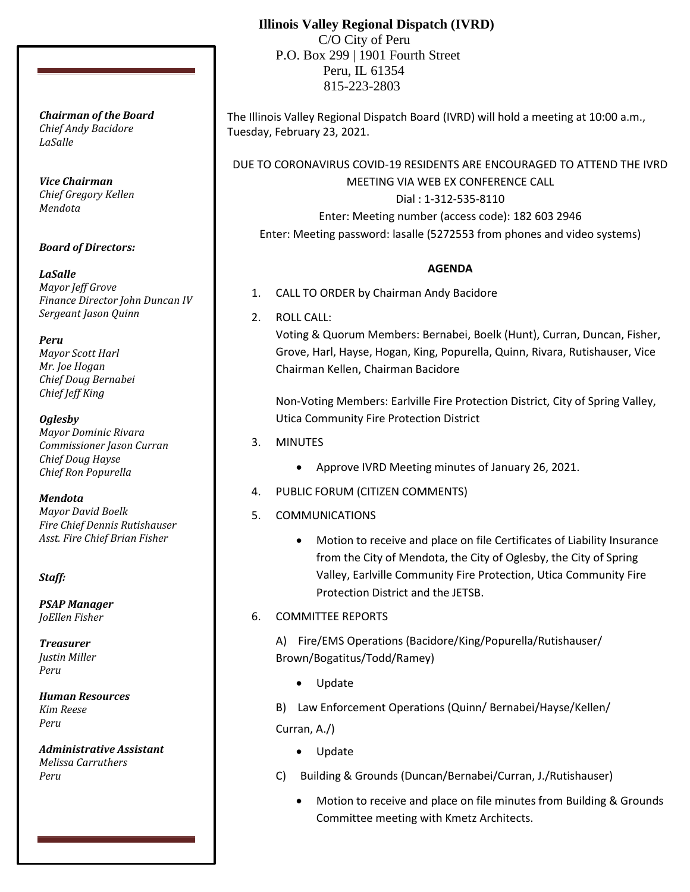# Illinois Valley Regional Dispatch (IVRD)

C/O City of Peru
P.O. Box 299 | 1901 Fourth Street
Peru, IL 61354
815-223-2803

***Chairman of the Board***
*Chief Andy Bacidore*
*LaSalle*

***Vice Chairman***
*Chief Gregory Kellen*
*Mendota*

***Board of Directors:***

***LaSalle***
*Mayor Jeff Grove*
*Finance Director John Duncan IV*
*Sergeant Jason Quinn*

***Peru***
*Mayor Scott Harl*
*Mr. Joe Hogan*
*Chief Doug Bernabei*
*Chief Jeff King*

***Oglesby***
*Mayor Dominic Rivara*
*Commissioner Jason Curran*
*Chief Doug Hayse*
*Chief Ron Popurella*

***Mendota***
*Mayor David Boelk*
*Fire Chief Dennis Rutishauser*
*Asst. Fire Chief Brian Fisher*

***Staff:***

***PSAP Manager***
*JoEllen Fisher*

***Treasurer***
*Justin Miller*
*Peru*

***Human Resources***
*Kim Reese*
*Peru*

***Administrative Assistant***
*Melissa Carruthers*
*Peru*

The Illinois Valley Regional Dispatch Board (IVRD) will hold a meeting at 10:00 a.m., Tuesday, February 23, 2021.

DUE TO CORONAVIRUS COVID-19 RESIDENTS ARE ENCOURAGED TO ATTEND THE IVRD MEETING VIA WEB EX CONFERENCE CALL
Dial : 1-312-535-8110
Enter: Meeting number (access code): 182 603 2946
Enter: Meeting password: lasalle (5272553 from phones and video systems)

**AGENDA**

1. CALL TO ORDER by Chairman Andy Bacidore
2. ROLL CALL:
   Voting & Quorum Members: Bernabei, Boelk (Hunt), Curran, Duncan, Fisher, Grove, Harl, Hayse, Hogan, King, Popurella, Quinn, Rivara, Rutishauser, Vice Chairman Kellen, Chairman Bacidore

   Non-Voting Members: Earlville Fire Protection District, City of Spring Valley, Utica Community Fire Protection District
3. MINUTES
   - Approve IVRD Meeting minutes of January 26, 2021.
4. PUBLIC FORUM (CITIZEN COMMENTS)
5. COMMUNICATIONS
   - Motion to receive and place on file Certificates of Liability Insurance from the City of Mendota, the City of Oglesby, the City of Spring Valley, Earlville Community Fire Protection, Utica Community Fire Protection District and the JETSB.
6. COMMITTEE REPORTS

   A) Fire/EMS Operations (Bacidore/King/Popurella/Rutishauser/Brown/Bogatitus/Todd/Ramey)
   - Update

   B) Law Enforcement Operations (Quinn/ Bernabei/Hayse/Kellen/Curran, A./)
   - Update

   C) Building & Grounds (Duncan/Bernabei/Curran, J./Rutishauser)
   - Motion to receive and place on file minutes from Building & Grounds Committee meeting with Kmetz Architects.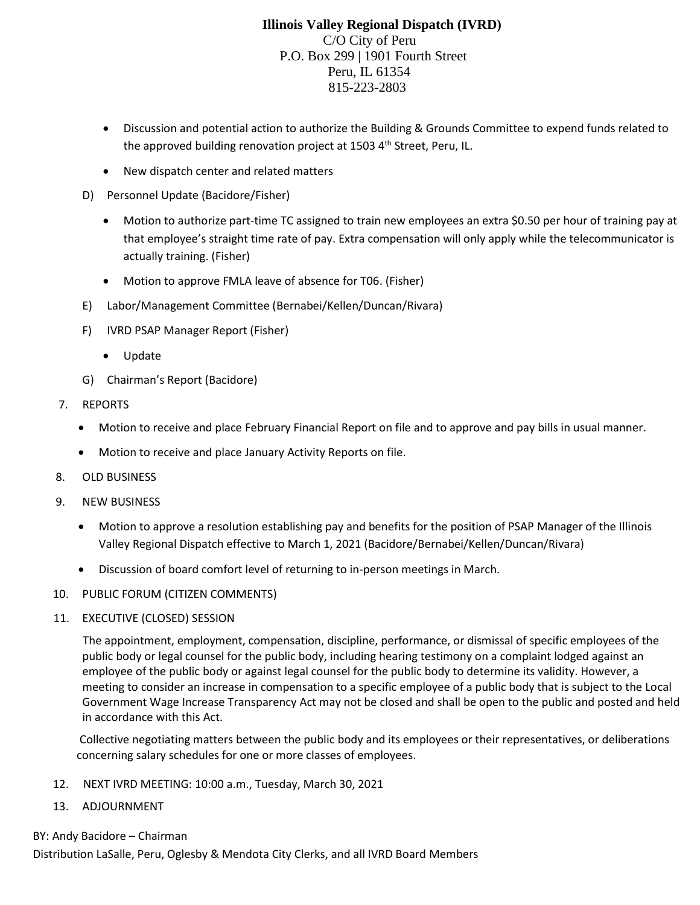**Illinois Valley Regional Dispatch (IVRD)**
C/O City of Peru
P.O. Box 299 | 1901 Fourth Street
Peru, IL 61354
815-223-2803

- Discussion and potential action to authorize the Building & Grounds Committee to expend funds related to the approved building renovation project at 1503 4th Street, Peru, IL.
- New dispatch center and related matters

D) Personnel Update (Bacidore/Fisher)

- Motion to authorize part-time TC assigned to train new employees an extra $0.50 per hour of training pay at that employee's straight time rate of pay. Extra compensation will only apply while the telecommunicator is actually training. (Fisher)
- Motion to approve FMLA leave of absence for T06. (Fisher)

E) Labor/Management Committee (Bernabei/Kellen/Duncan/Rivara)

F) IVRD PSAP Manager Report (Fisher)

- Update

G) Chairman's Report (Bacidore)

7. REPORTS

- Motion to receive and place February Financial Report on file and to approve and pay bills in usual manner.
- Motion to receive and place January Activity Reports on file.

8. OLD BUSINESS

9. NEW BUSINESS

- Motion to approve a resolution establishing pay and benefits for the position of PSAP Manager of the Illinois Valley Regional Dispatch effective to March 1, 2021 (Bacidore/Bernabei/Kellen/Duncan/Rivara)
- Discussion of board comfort level of returning to in-person meetings in March.

10. PUBLIC FORUM (CITIZEN COMMENTS)

11. EXECUTIVE (CLOSED) SESSION

The appointment, employment, compensation, discipline, performance, or dismissal of specific employees of the public body or legal counsel for the public body, including hearing testimony on a complaint lodged against an employee of the public body or against legal counsel for the public body to determine its validity. However, a meeting to consider an increase in compensation to a specific employee of a public body that is subject to the Local Government Wage Increase Transparency Act may not be closed and shall be open to the public and posted and held in accordance with this Act.

Collective negotiating matters between the public body and its employees or their representatives, or deliberations concerning salary schedules for one or more classes of employees.

12. NEXT IVRD MEETING: 10:00 a.m., Tuesday, March 30, 2021

13. ADJOURNMENT

BY: Andy Bacidore – Chairman
Distribution LaSalle, Peru, Oglesby & Mendota City Clerks, and all IVRD Board Members